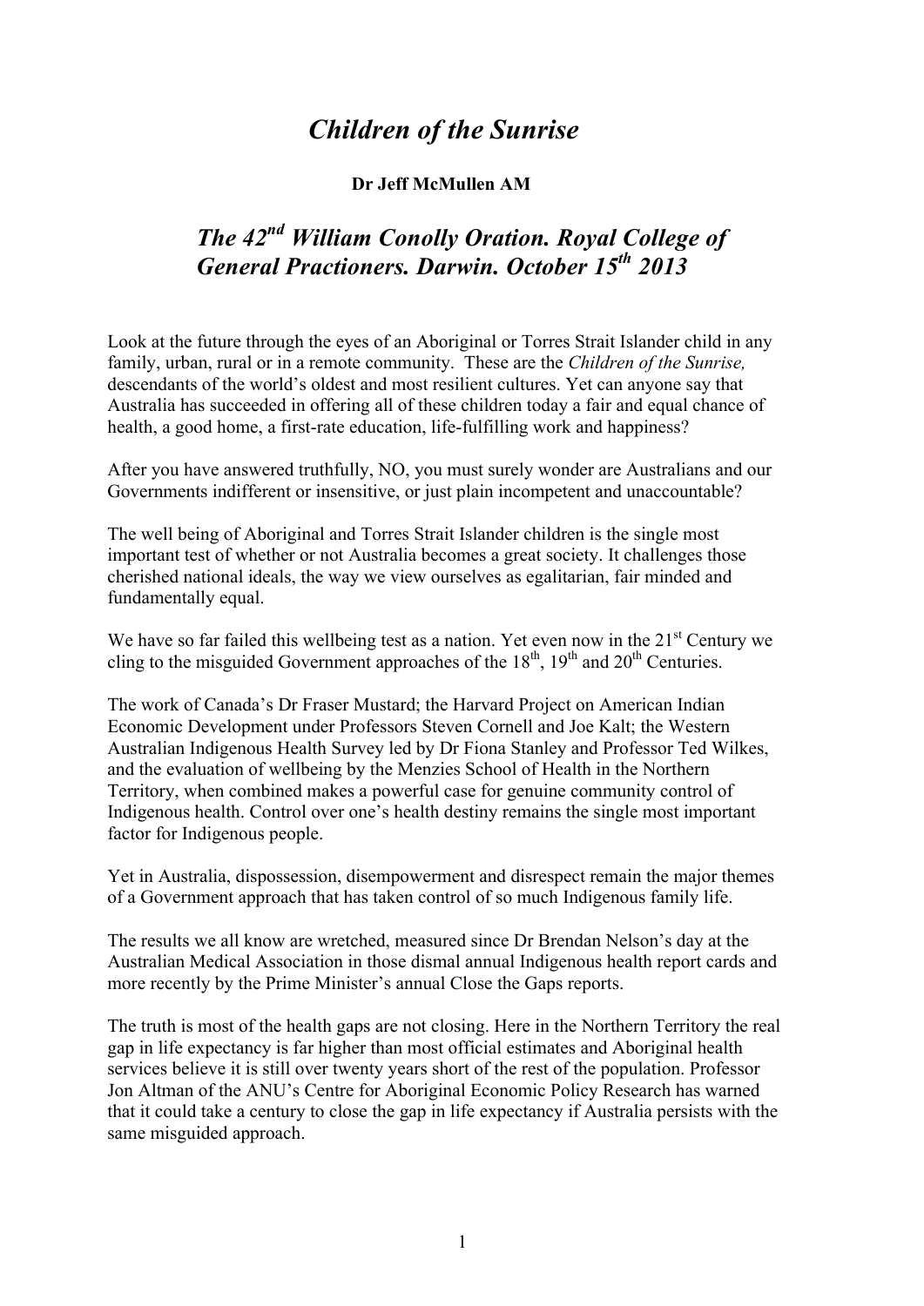# *Children of the Sunrise*

**Dr Jeff McMullen AM**

## *The 42nd William Conolly Oration. Royal College of General Practioners. Darwin. October 15th 2013*

Look at the future through the eyes of an Aboriginal or Torres Strait Islander child in any family, urban, rural or in a remote community. These are the *Children of the Sunrise,* descendants of the world's oldest and most resilient cultures. Yet can anyone say that Australia has succeeded in offering all of these children today a fair and equal chance of health, a good home, a first-rate education, life-fulfilling work and happiness?

After you have answered truthfully, NO, you must surely wonder are Australians and our Governments indifferent or insensitive, or just plain incompetent and unaccountable?

The well being of Aboriginal and Torres Strait Islander children is the single most important test of whether or not Australia becomes a great society. It challenges those cherished national ideals, the way we view ourselves as egalitarian, fair minded and fundamentally equal.

We have so far failed this wellbeing test as a nation. Yet even now in the 21st Century we cling to the misguided Government approaches of the 18th, 19th and 20th Centuries.

The work of Canada's Dr Fraser Mustard; the Harvard Project on American Indian Economic Development under Professors Steven Cornell and Joe Kalt; the Western Australian Indigenous Health Survey led by Dr Fiona Stanley and Professor Ted Wilkes, and the evaluation of wellbeing by the Menzies School of Health in the Northern Territory, when combined makes a powerful case for genuine community control of Indigenous health. Control over one's health destiny remains the single most important factor for Indigenous people.

Yet in Australia, dispossession, disempowerment and disrespect remain the major themes of a Government approach that has taken control of so much Indigenous family life.

The results we all know are wretched, measured since Dr Brendan Nelson's day at the Australian Medical Association in those dismal annual Indigenous health report cards and more recently by the Prime Minister's annual Close the Gaps reports.

The truth is most of the health gaps are not closing. Here in the Northern Territory the real gap in life expectancy is far higher than most official estimates and Aboriginal health services believe it is still over twenty years short of the rest of the population. Professor Jon Altman of the ANU's Centre for Aboriginal Economic Policy Research has warned that it could take a century to close the gap in life expectancy if Australia persists with the same misguided approach.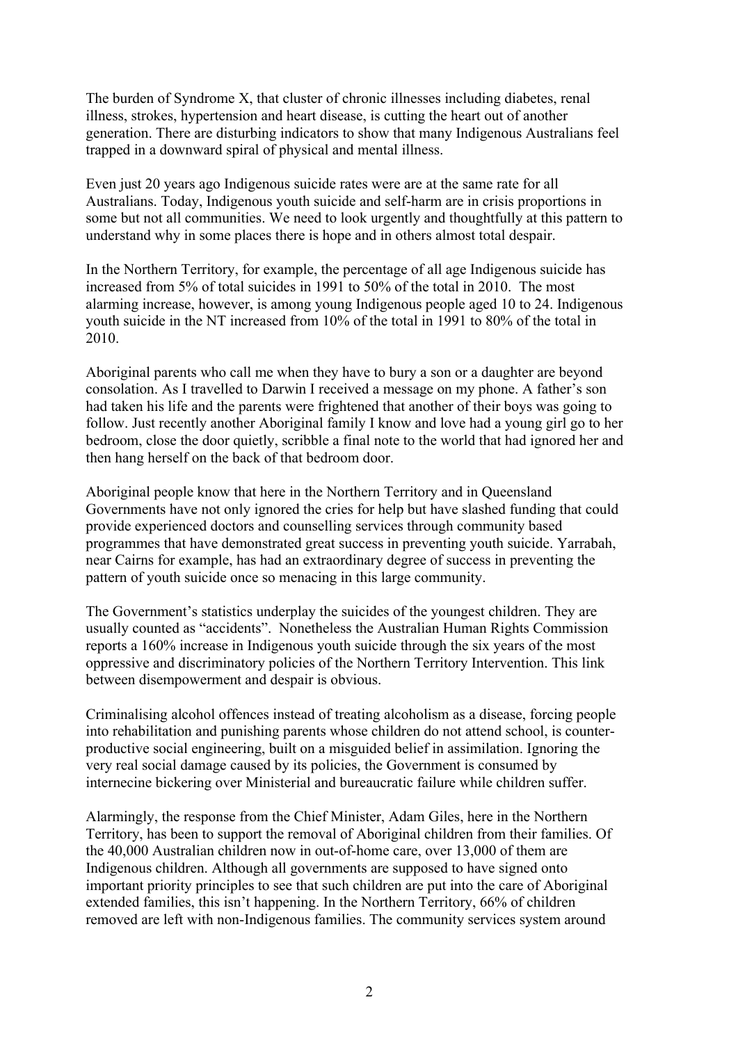The burden of Syndrome X, that cluster of chronic illnesses including diabetes, renal illness, strokes, hypertension and heart disease, is cutting the heart out of another generation. There are disturbing indicators to show that many Indigenous Australians feel trapped in a downward spiral of physical and mental illness.

Even just 20 years ago Indigenous suicide rates were are at the same rate for all Australians. Today, Indigenous youth suicide and self-harm are in crisis proportions in some but not all communities. We need to look urgently and thoughtfully at this pattern to understand why in some places there is hope and in others almost total despair.

In the Northern Territory, for example, the percentage of all age Indigenous suicide has increased from 5% of total suicides in 1991 to 50% of the total in 2010. The most alarming increase, however, is among young Indigenous people aged 10 to 24. Indigenous youth suicide in the NT increased from 10% of the total in 1991 to 80% of the total in 2010.

Aboriginal parents who call me when they have to bury a son or a daughter are beyond consolation. As I travelled to Darwin I received a message on my phone. A father's son had taken his life and the parents were frightened that another of their boys was going to follow. Just recently another Aboriginal family I know and love had a young girl go to her bedroom, close the door quietly, scribble a final note to the world that had ignored her and then hang herself on the back of that bedroom door.

Aboriginal people know that here in the Northern Territory and in Queensland Governments have not only ignored the cries for help but have slashed funding that could provide experienced doctors and counselling services through community based programmes that have demonstrated great success in preventing youth suicide. Yarrabah, near Cairns for example, has had an extraordinary degree of success in preventing the pattern of youth suicide once so menacing in this large community.

The Government's statistics underplay the suicides of the youngest children. They are usually counted as "accidents". Nonetheless the Australian Human Rights Commission reports a 160% increase in Indigenous youth suicide through the six years of the most oppressive and discriminatory policies of the Northern Territory Intervention. This link between disempowerment and despair is obvious.

Criminalising alcohol offences instead of treating alcoholism as a disease, forcing people into rehabilitation and punishing parents whose children do not attend school, is counter-productive social engineering, built on a misguided belief in assimilation. Ignoring the very real social damage caused by its policies, the Government is consumed by internecine bickering over Ministerial and bureaucratic failure while children suffer.

Alarmingly, the response from the Chief Minister, Adam Giles, here in the Northern Territory, has been to support the removal of Aboriginal children from their families. Of the 40,000 Australian children now in out-of-home care, over 13,000 of them are Indigenous children. Although all governments are supposed to have signed onto important priority principles to see that such children are put into the care of Aboriginal extended families, this isn't happening. In the Northern Territory, 66% of children removed are left with non-Indigenous families. The community services system around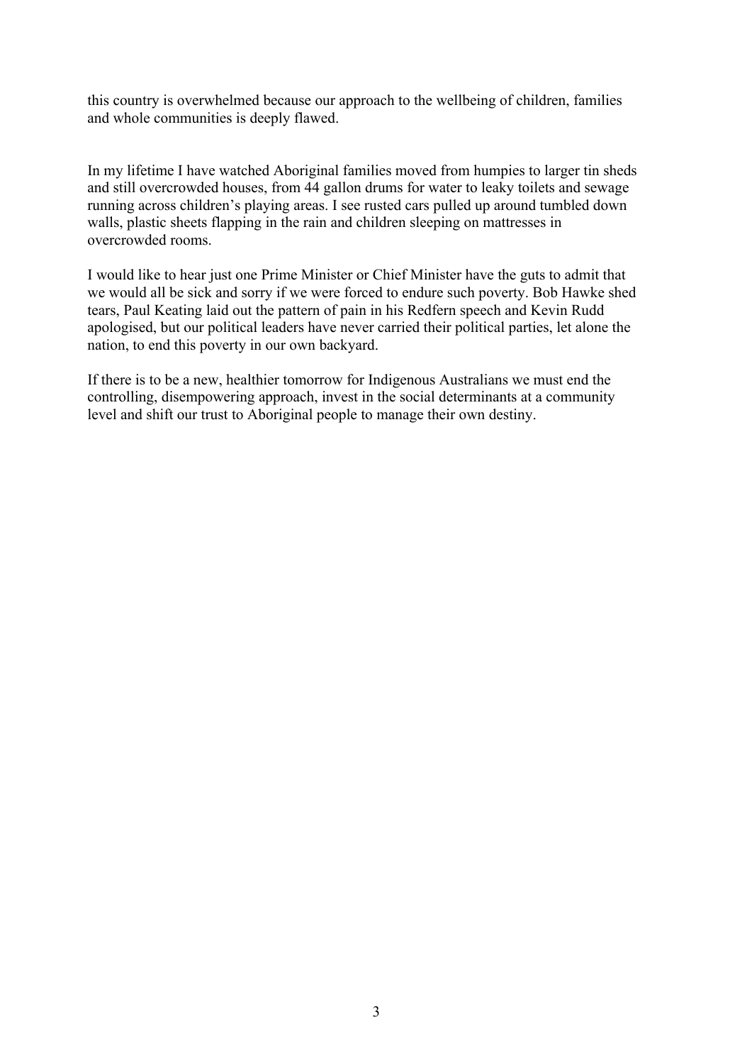this country is overwhelmed because our approach to the wellbeing of children, families and whole communities is deeply flawed.

In my lifetime I have watched Aboriginal families moved from humpies to larger tin sheds and still overcrowded houses, from 44 gallon drums for water to leaky toilets and sewage running across children's playing areas. I see rusted cars pulled up around tumbled down walls, plastic sheets flapping in the rain and children sleeping on mattresses in overcrowded rooms.

I would like to hear just one Prime Minister or Chief Minister have the guts to admit that we would all be sick and sorry if we were forced to endure such poverty. Bob Hawke shed tears, Paul Keating laid out the pattern of pain in his Redfern speech and Kevin Rudd apologised, but our political leaders have never carried their political parties, let alone the nation, to end this poverty in our own backyard.

If there is to be a new, healthier tomorrow for Indigenous Australians we must end the controlling, disempowering approach, invest in the social determinants at a community level and shift our trust to Aboriginal people to manage their own destiny.